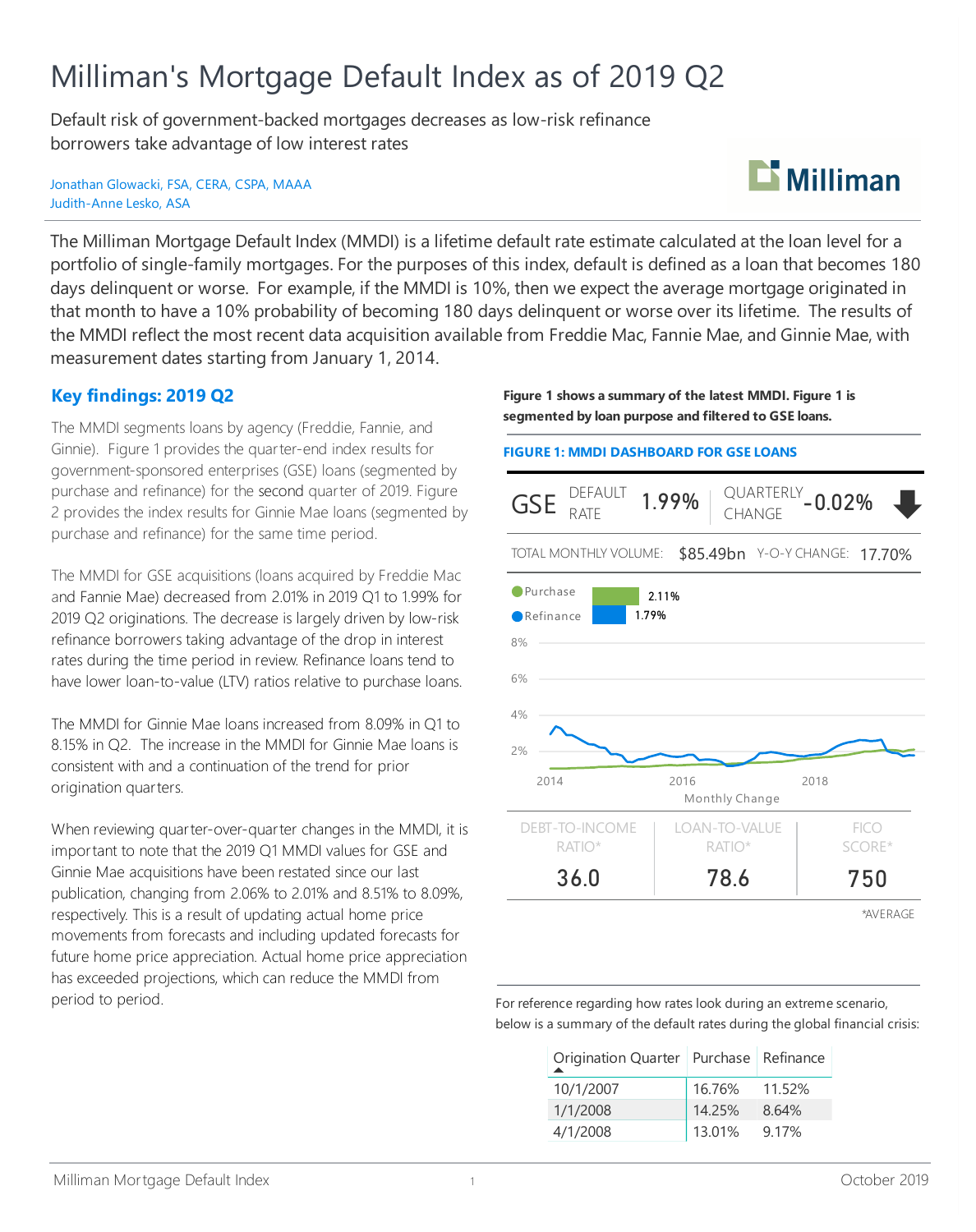# Milliman's Mortgage Default Index as of 2019 Q2

Default risk of government-backed mortgages decreases as low-risk refinance borrowers take advantage of low interest rates

Jonathan Glowacki, FSA, CERA, CSPA, MAAA
Judith-Anne Lesko, ASA

The Milliman Mortgage Default Index (MMDI) is a lifetime default rate estimate calculated at the loan level for a portfolio of single-family mortgages. For the purposes of this index, default is defined as a loan that becomes 180 days delinquent or worse. For example, if the MMDI is 10%, then we expect the average mortgage originated in that month to have a 10% probability of becoming 180 days delinquent or worse over its lifetime. The results of the MMDI reflect the most recent data acquisition available from Freddie Mac, Fannie Mae, and Ginnie Mae, with measurement dates starting from January 1, 2014.

## Key findings: 2019 Q2

The MMDI segments loans by agency (Freddie, Fannie, and Ginnie). Figure 1 provides the quarter-end index results for government-sponsored enterprises (GSE) loans (segmented by purchase and refinance) for the second quarter of 2019. Figure 2 provides the index results for Ginnie Mae loans (segmented by purchase and refinance) for the same time period.

The MMDI for GSE acquisitions (loans acquired by Freddie Mac and Fannie Mae) decreased from 2.01% in 2019 Q1 to 1.99% for 2019 Q2 originations. The decrease is largely driven by low-risk refinance borrowers taking advantage of the drop in interest rates during the time period in review. Refinance loans tend to have lower loan-to-value (LTV) ratios relative to purchase loans.

The MMDI for Ginnie Mae loans increased from 8.09% in Q1 to 8.15% in Q2. The increase in the MMDI for Ginnie Mae loans is consistent with and a continuation of the trend for prior origination quarters.

When reviewing quarter-over-quarter changes in the MMDI, it is important to note that the 2019 Q1 MMDI values for GSE and Ginnie Mae acquisitions have been restated since our last publication, changing from 2.06% to 2.01% and 8.51% to 8.09%, respectively. This is a result of updating actual home price movements from forecasts and including updated forecasts for future home price appreciation. Actual home price appreciation has exceeded projections, which can reduce the MMDI from period to period.

**Figure 1 shows a summary of the latest MMDI. Figure 1 is segmented by loan purpose and filtered to GSE loans.**

**FIGURE 1: MMDI DASHBOARD FOR GSE LOANS**

GSE — DEFAULT RATE: 1.99% — QUARTERLY CHANGE: -0.02%

TOTAL MONTHLY VOLUME: $85.49bn — Y-O-Y CHANGE: 17.70%

Purchase: 2.11%
Refinance: 1.79%

Monthly Change

| DEBT-TO-INCOME RATIO* | LOAN-TO-VALUE RATIO* | FICO SCORE* |
|---|---|---|
| 36.0 | 78.6 | 750 |

*AVERAGE

For reference regarding how rates look during an extreme scenario, below is a summary of the default rates during the global financial crisis:

| Origination Quarter | Purchase | Refinance |
|---|---|---|
| 10/1/2007 | 16.76% | 11.52% |
| 1/1/2008 | 14.25% | 8.64% |
| 4/1/2008 | 13.01% | 9.17% |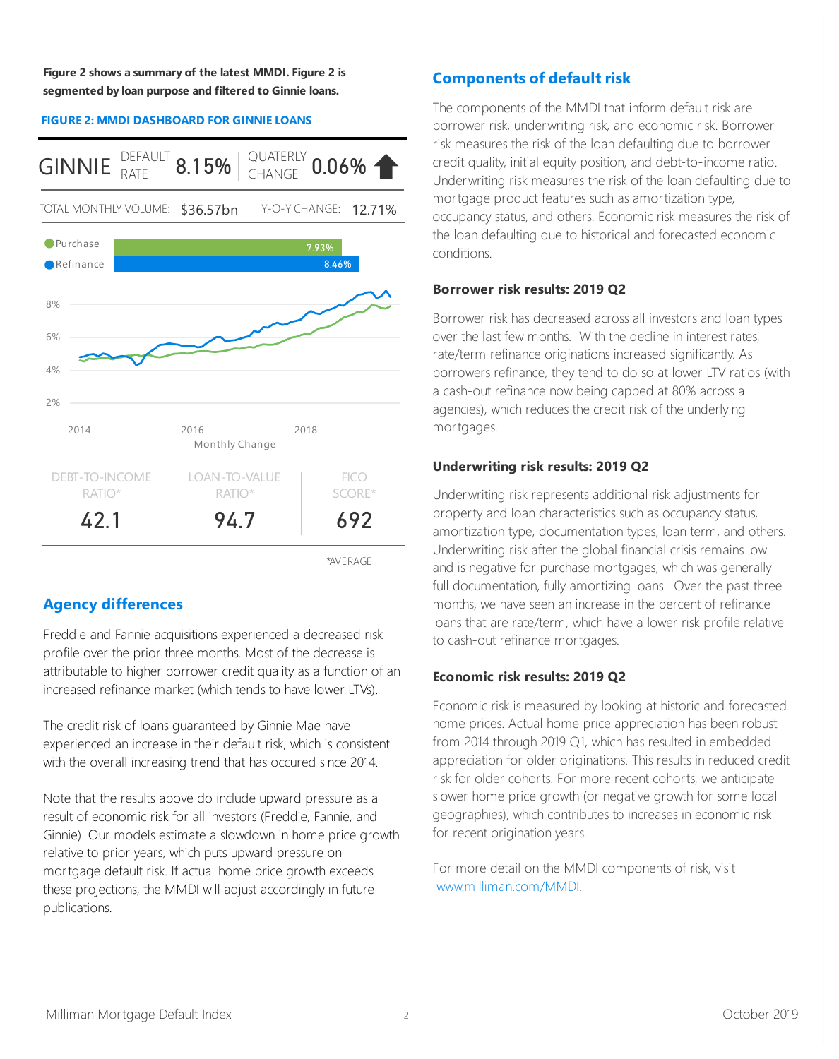**Figure 2 shows a summary of the latest MMDI. Figure 2 is segmented by loan purpose and filtered to Ginnie loans.**

**FIGURE 2: MMDI DASHBOARD FOR GINNIE LOANS**

GINNIE DEFAULT RATE 8.15% QUATERLY CHANGE 0.06% ⬆

TOTAL MONTHLY VOLUME: $36.57bn Y-O-Y CHANGE: 12.71%

- Purchase 7.93%
- Refinance 8.46%

Monthly Change

| DEBT-TO-INCOME RATIO* | LOAN-TO-VALUE RATIO* | FICO SCORE* |
|---|---|---|
| 42.1 | 94.7 | 692 |

*AVERAGE

## Agency differences

Freddie and Fannie acquisitions experienced a decreased risk profile over the prior three months. Most of the decrease is attributable to higher borrower credit quality as a function of an increased refinance market (which tends to have lower LTVs).

The credit risk of loans guaranteed by Ginnie Mae have experienced an increase in their default risk, which is consistent with the overall increasing trend that has occured since 2014.

Note that the results above do include upward pressure as a result of economic risk for all investors (Freddie, Fannie, and Ginnie). Our models estimate a slowdown in home price growth relative to prior years, which puts upward pressure on mortgage default risk. If actual home price growth exceeds these projections, the MMDI will adjust accordingly in future publications.

## Components of default risk

The components of the MMDI that inform default risk are borrower risk, underwriting risk, and economic risk. Borrower risk measures the risk of the loan defaulting due to borrower credit quality, initial equity position, and debt-to-income ratio. Underwriting risk measures the risk of the loan defaulting due to mortgage product features such as amortization type, occupancy status, and others. Economic risk measures the risk of the loan defaulting due to historical and forecasted economic conditions.

### Borrower risk results: 2019 Q2

Borrower risk has decreased across all investors and loan types over the last few months. With the decline in interest rates, rate/term refinance originations increased significantly. As borrowers refinance, they tend to do so at lower LTV ratios (with a cash-out refinance now being capped at 80% across all agencies), which reduces the credit risk of the underlying mortgages.

### Underwriting risk results: 2019 Q2

Underwriting risk represents additional risk adjustments for property and loan characteristics such as occupancy status, amortization type, documentation types, loan term, and others. Underwriting risk after the global financial crisis remains low and is negative for purchase mortgages, which was generally full documentation, fully amortizing loans. Over the past three months, we have seen an increase in the percent of refinance loans that are rate/term, which have a lower risk profile relative to cash-out refinance mortgages.

### Economic risk results: 2019 Q2

Economic risk is measured by looking at historic and forecasted home prices. Actual home price appreciation has been robust from 2014 through 2019 Q1, which has resulted in embedded appreciation for older originations. This results in reduced credit risk for older cohorts. For more recent cohorts, we anticipate slower home price growth (or negative growth for some local geographies), which contributes to increases in economic risk for recent origination years.

For more detail on the MMDI components of risk, visit www.milliman.com/MMDI.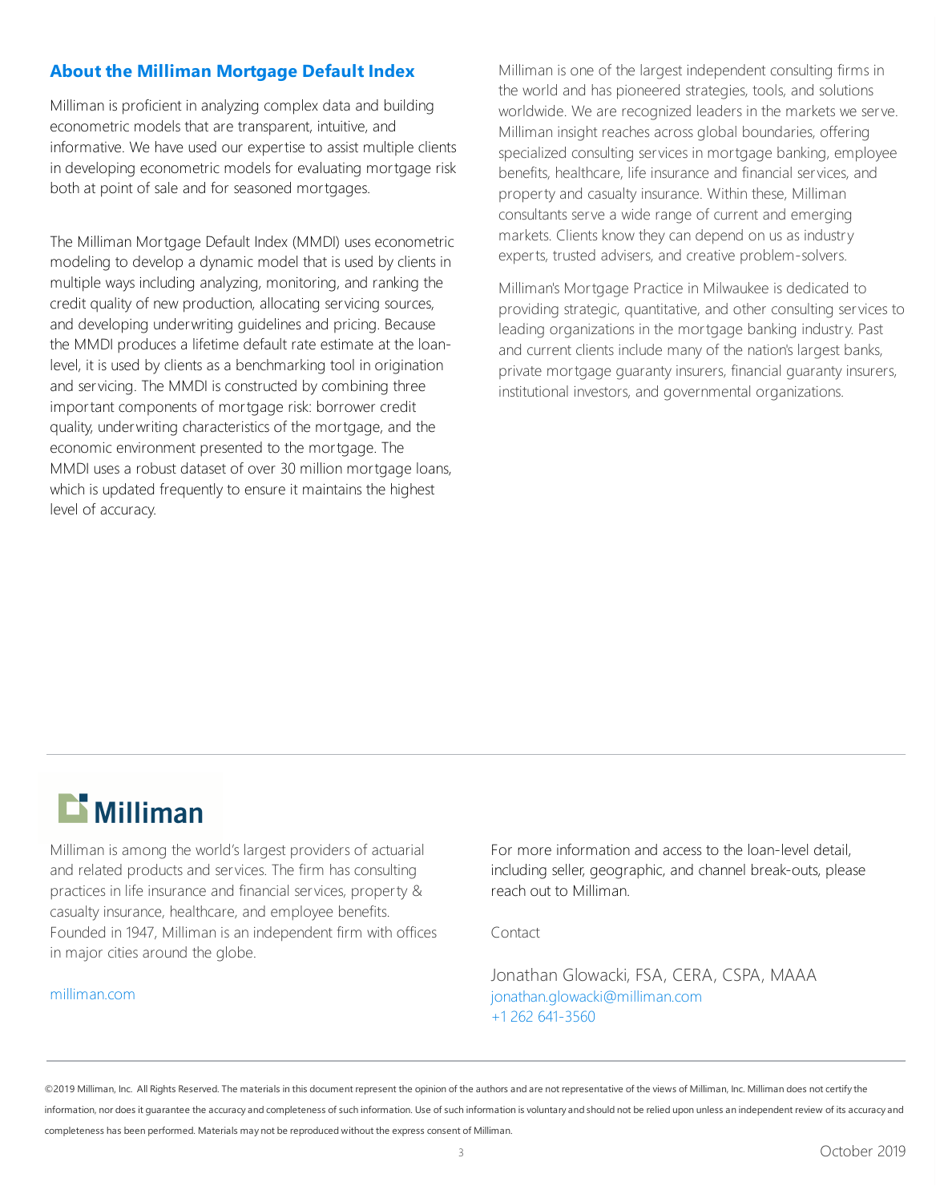## About the Milliman Mortgage Default Index

Milliman is proficient in analyzing complex data and building econometric models that are transparent, intuitive, and informative. We have used our expertise to assist multiple clients in developing econometric models for evaluating mortgage risk both at point of sale and for seasoned mortgages.

The Milliman Mortgage Default Index (MMDI) uses econometric modeling to develop a dynamic model that is used by clients in multiple ways including analyzing, monitoring, and ranking the credit quality of new production, allocating servicing sources, and developing underwriting guidelines and pricing. Because the MMDI produces a lifetime default rate estimate at the loan-level, it is used by clients as a benchmarking tool in origination and servicing. The MMDI is constructed by combining three important components of mortgage risk: borrower credit quality, underwriting characteristics of the mortgage, and the economic environment presented to the mortgage. The MMDI uses a robust dataset of over 30 million mortgage loans, which is updated frequently to ensure it maintains the highest level of accuracy.

Milliman is one of the largest independent consulting firms in the world and has pioneered strategies, tools, and solutions worldwide. We are recognized leaders in the markets we serve. Milliman insight reaches across global boundaries, offering specialized consulting services in mortgage banking, employee benefits, healthcare, life insurance and financial services, and property and casualty insurance. Within these, Milliman consultants serve a wide range of current and emerging markets. Clients know they can depend on us as industry experts, trusted advisers, and creative problem-solvers.

Milliman's Mortgage Practice in Milwaukee is dedicated to providing strategic, quantitative, and other consulting services to leading organizations in the mortgage banking industry. Past and current clients include many of the nation's largest banks, private mortgage guaranty insurers, financial guaranty insurers, institutional investors, and governmental organizations.

**Milliman**

Milliman is among the world's largest providers of actuarial and related products and services. The firm has consulting practices in life insurance and financial services, property & casualty insurance, healthcare, and employee benefits. Founded in 1947, Milliman is an independent firm with offices in major cities around the globe.

milliman.com

For more information and access to the loan-level detail, including seller, geographic, and channel break-outs, please reach out to Milliman.

Contact

Jonathan Glowacki, FSA, CERA, CSPA, MAAA
jonathan.glowacki@milliman.com
+1 262 641-3560

©2019 Milliman, Inc. All Rights Reserved. The materials in this document represent the opinion of the authors and are not representative of the views of Milliman, Inc. Milliman does not certify the information, nor does it guarantee the accuracy and completeness of such information. Use of such information is voluntary and should not be relied upon unless an independent review of its accuracy and completeness has been performed. Materials may not be reproduced without the express consent of Milliman.

October 2019